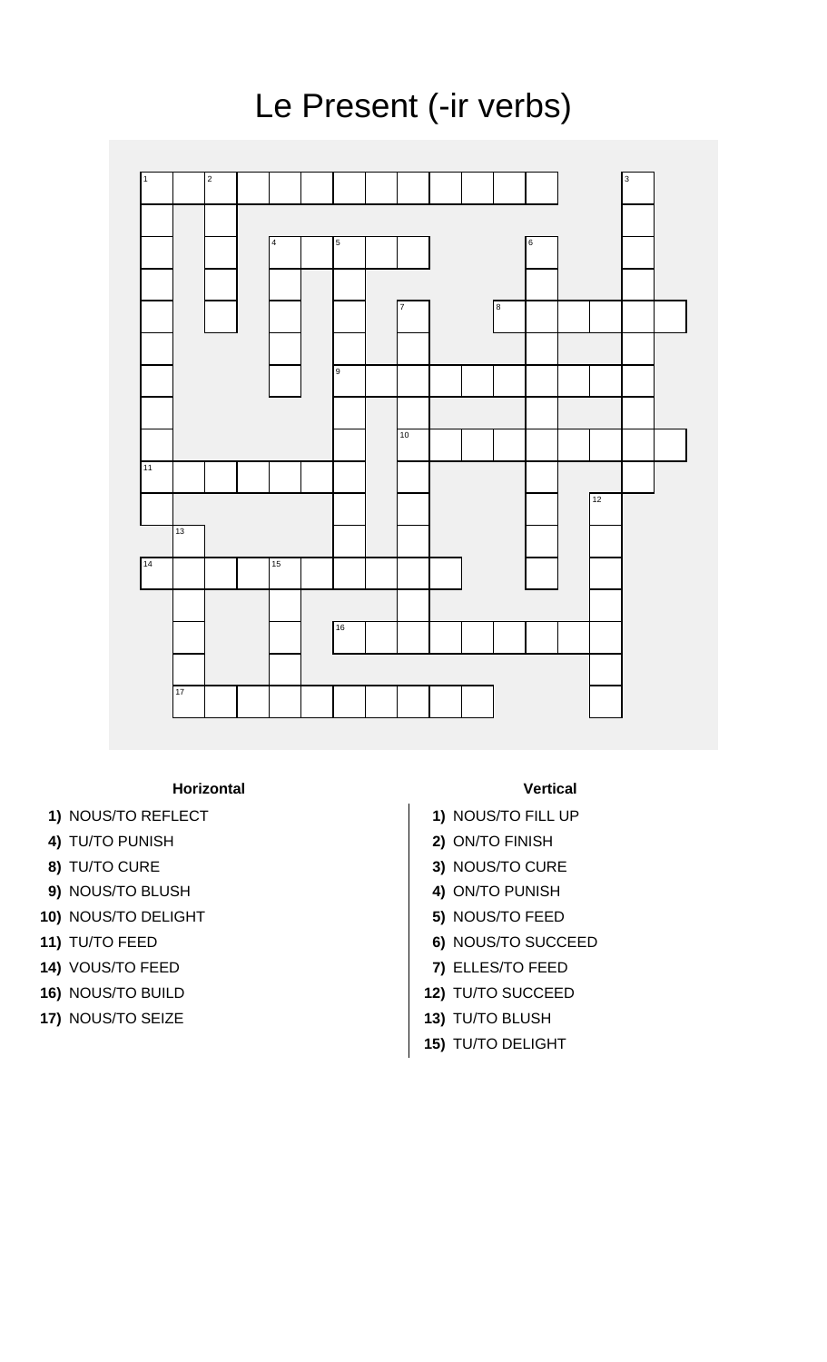# Le Present (-ir verbs)

### Horizontal

1) NOUS/TO REFLECT
4) TU/TO PUNISH
8) TU/TO CURE
9) NOUS/TO BLUSH
10) NOUS/TO DELIGHT
11) TU/TO FEED
14) VOUS/TO FEED
16) NOUS/TO BUILD
17) NOUS/TO SEIZE

### Vertical

1) NOUS/TO FILL UP
2) ON/TO FINISH
3) NOUS/TO CURE
4) ON/TO PUNISH
5) NOUS/TO FEED
6) NOUS/TO SUCCEED
7) ELLES/TO FEED
12) TU/TO SUCCEED
13) TU/TO BLUSH
15) TU/TO DELIGHT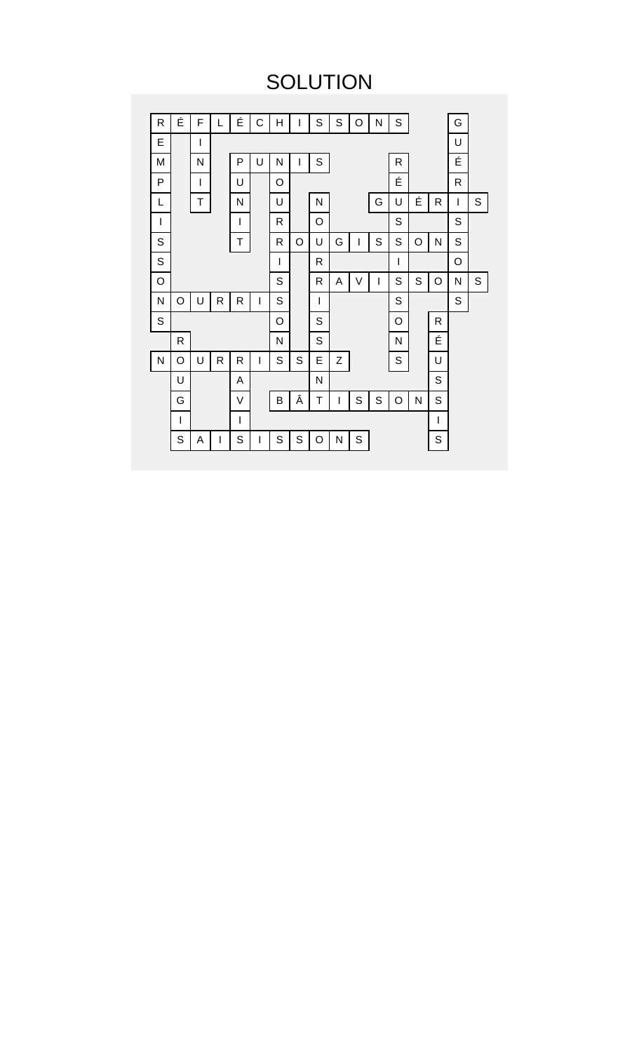# SOLUTION

| | | | | | | | | | | | | | | | | |
|---|---|---|---|---|---|---|---|---|---|---|---|---|---|---|---|---|
| R | É | F | L | É | C | H | I | S | S | O | N | S | | | G | |
| E | | I | | | | | | | | | | | | | U | |
| M | | N | | P | U | N | I | S | | | | R | | | É | |
| P | | I | | U | | O | | | | | | É | | | R | |
| L | | T | | N | | U | | N | | | G | U | É | R | I | S |
| I | | | | I | | R | | O | | | | S | | | S | |
| S | | | | T | | R | O | U | G | I | S | S | O | N | S | |
| S | | | | | | I | | R | | | | I | | | O | |
| O | | | | | | S | | R | A | V | I | S | S | O | N | S |
| N | O | U | R | R | I | S | | I | | | | S | | | S | |
| S | | | | | | O | | S | | | | O | | R | | |
| | R | | | | | N | | S | | | | N | | É | | |
| N | O | U | R | R | I | S | S | E | Z | | | S | | U | | |
| | U | | | A | | | | N | | | | | | S | | |
| | G | | | V | | B | Â | T | I | S | S | O | N | S | | |
| | I | | | I | | | | | | | | | | I | | |
| | S | A | I | S | I | S | S | O | N | S | | | | S | | |